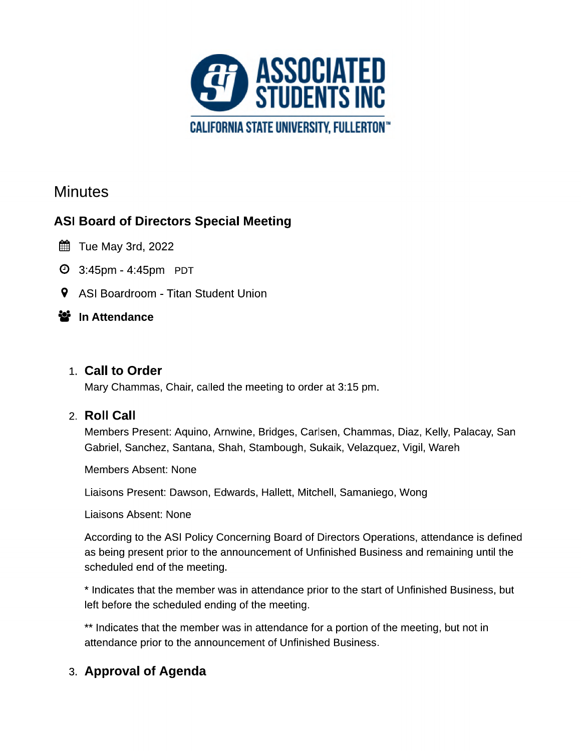# Minutes

## ASI Board of Directors Special Meeting

Tue May 3rd, 2022

3:45pm - 4:45pm PDT

ASI Boardroom - Titan Student Union

**In Attendance**

1. **Call to Order**

   Mary Chammas, Chair, called the meeting to order at 3:15 pm.

2. **Roll Call**

   Members Present: Aquino, Arnwine, Bridges, Carlsen, Chammas, Diaz, Kelly, Palacay, San Gabriel, Sanchez, Santana, Shah, Stambough, Sukaik, Velazquez, Vigil, Wareh

   Members Absent: None

   Liaisons Present: Dawson, Edwards, Hallett, Mitchell, Samaniego, Wong

   Liaisons Absent: None

   According to the ASI Policy Concerning Board of Directors Operations, attendance is defined as being present prior to the announcement of Unfinished Business and remaining until the scheduled end of the meeting.

   * Indicates that the member was in attendance prior to the start of Unfinished Business, but left before the scheduled ending of the meeting.

   ** Indicates that the member was in attendance for a portion of the meeting, but not in attendance prior to the announcement of Unfinished Business.

3. **Approval of Agenda**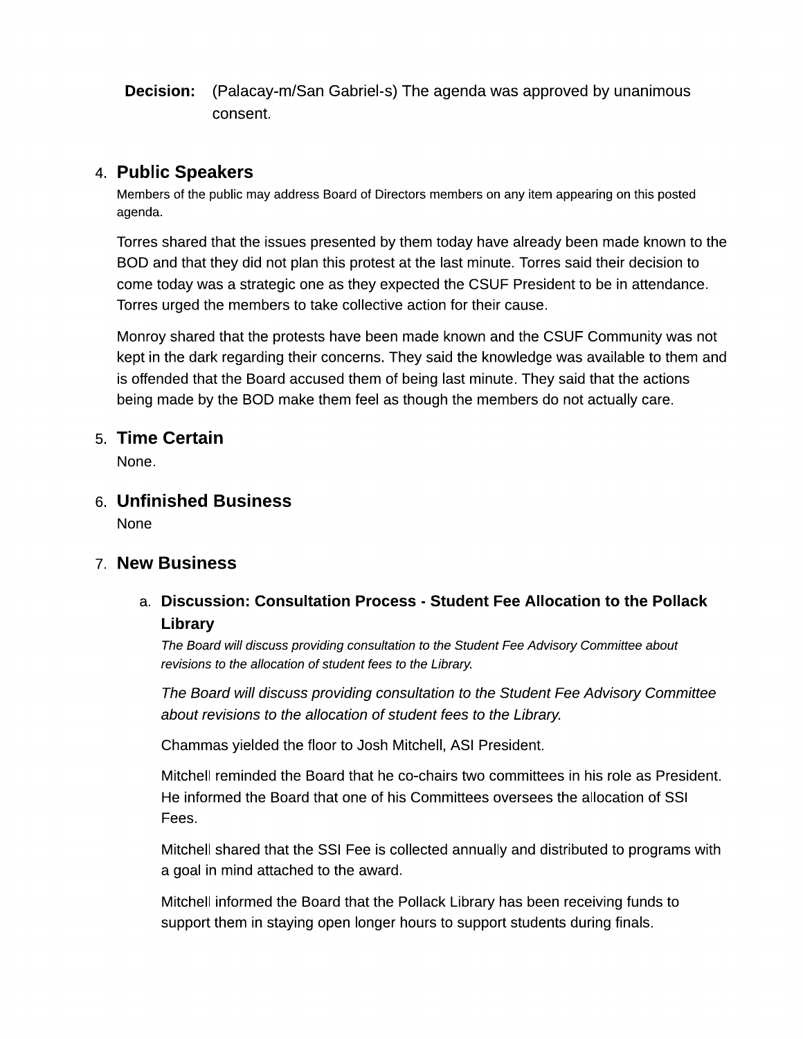**Decision:** (Palacay-m/San Gabriel-s) The agenda was approved by unanimous consent.

4. ## Public Speakers

   Members of the public may address Board of Directors members on any item appearing on this posted agenda.

   Torres shared that the issues presented by them today have already been made known to the BOD and that they did not plan this protest at the last minute. Torres said their decision to come today was a strategic one as they expected the CSUF President to be in attendance. Torres urged the members to take collective action for their cause.

   Monroy shared that the protests have been made known and the CSUF Community was not kept in the dark regarding their concerns. They said the knowledge was available to them and is offended that the Board accused them of being last minute. They said that the actions being made by the BOD make them feel as though the members do not actually care.

5. ## Time Certain

   None.

6. ## Unfinished Business

   None

7. ## New Business

   a. **Discussion: Consultation Process - Student Fee Allocation to the Pollack Library**

   *The Board will discuss providing consultation to the Student Fee Advisory Committee about revisions to the allocation of student fees to the Library.*

   *The Board will discuss providing consultation to the Student Fee Advisory Committee about revisions to the allocation of student fees to the Library.*

   Chammas yielded the floor to Josh Mitchell, ASI President.

   Mitchell reminded the Board that he co-chairs two committees in his role as President. He informed the Board that one of his Committees oversees the allocation of SSI Fees.

   Mitchell shared that the SSI Fee is collected annually and distributed to programs with a goal in mind attached to the award.

   Mitchell informed the Board that the Pollack Library has been receiving funds to support them in staying open longer hours to support students during finals.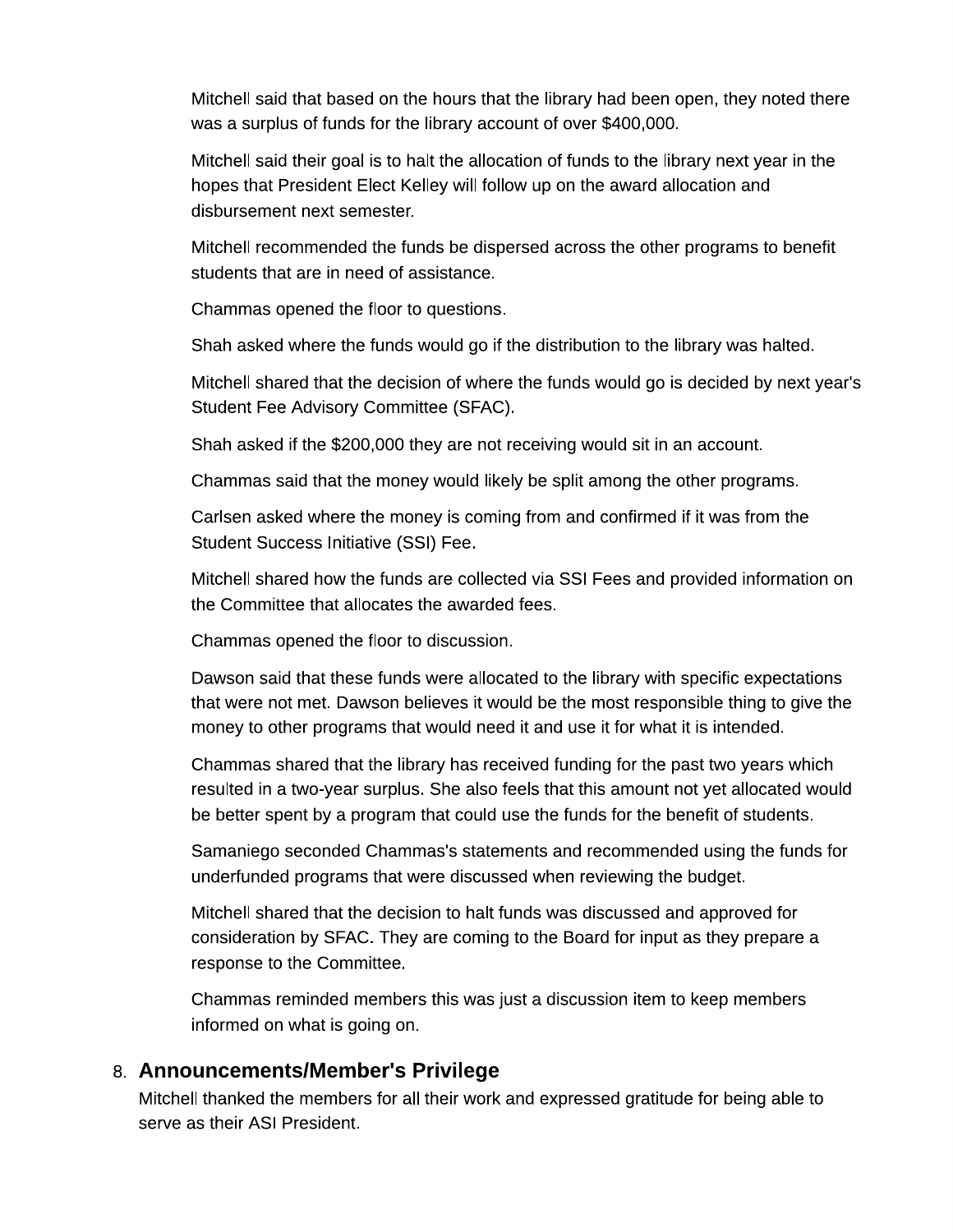Mitchell said that based on the hours that the library had been open, they noted there was a surplus of funds for the library account of over $400,000.

Mitchell said their goal is to halt the allocation of funds to the library next year in the hopes that President Elect Kelley will follow up on the award allocation and disbursement next semester.

Mitchell recommended the funds be dispersed across the other programs to benefit students that are in need of assistance.

Chammas opened the floor to questions.

Shah asked where the funds would go if the distribution to the library was halted.

Mitchell shared that the decision of where the funds would go is decided by next year's Student Fee Advisory Committee (SFAC).

Shah asked if the $200,000 they are not receiving would sit in an account.

Chammas said that the money would likely be split among the other programs.

Carlsen asked where the money is coming from and confirmed if it was from the Student Success Initiative (SSI) Fee.

Mitchell shared how the funds are collected via SSI Fees and provided information on the Committee that allocates the awarded fees.

Chammas opened the floor to discussion.

Dawson said that these funds were allocated to the library with specific expectations that were not met. Dawson believes it would be the most responsible thing to give the money to other programs that would need it and use it for what it is intended.

Chammas shared that the library has received funding for the past two years which resulted in a two-year surplus. She also feels that this amount not yet allocated would be better spent by a program that could use the funds for the benefit of students.

Samaniego seconded Chammas's statements and recommended using the funds for underfunded programs that were discussed when reviewing the budget.

Mitchell shared that the decision to halt funds was discussed and approved for consideration by SFAC. They are coming to the Board for input as they prepare a response to the Committee.

Chammas reminded members this was just a discussion item to keep members informed on what is going on.

## 8. Announcements/Member's Privilege

Mitchell thanked the members for all their work and expressed gratitude for being able to serve as their ASI President.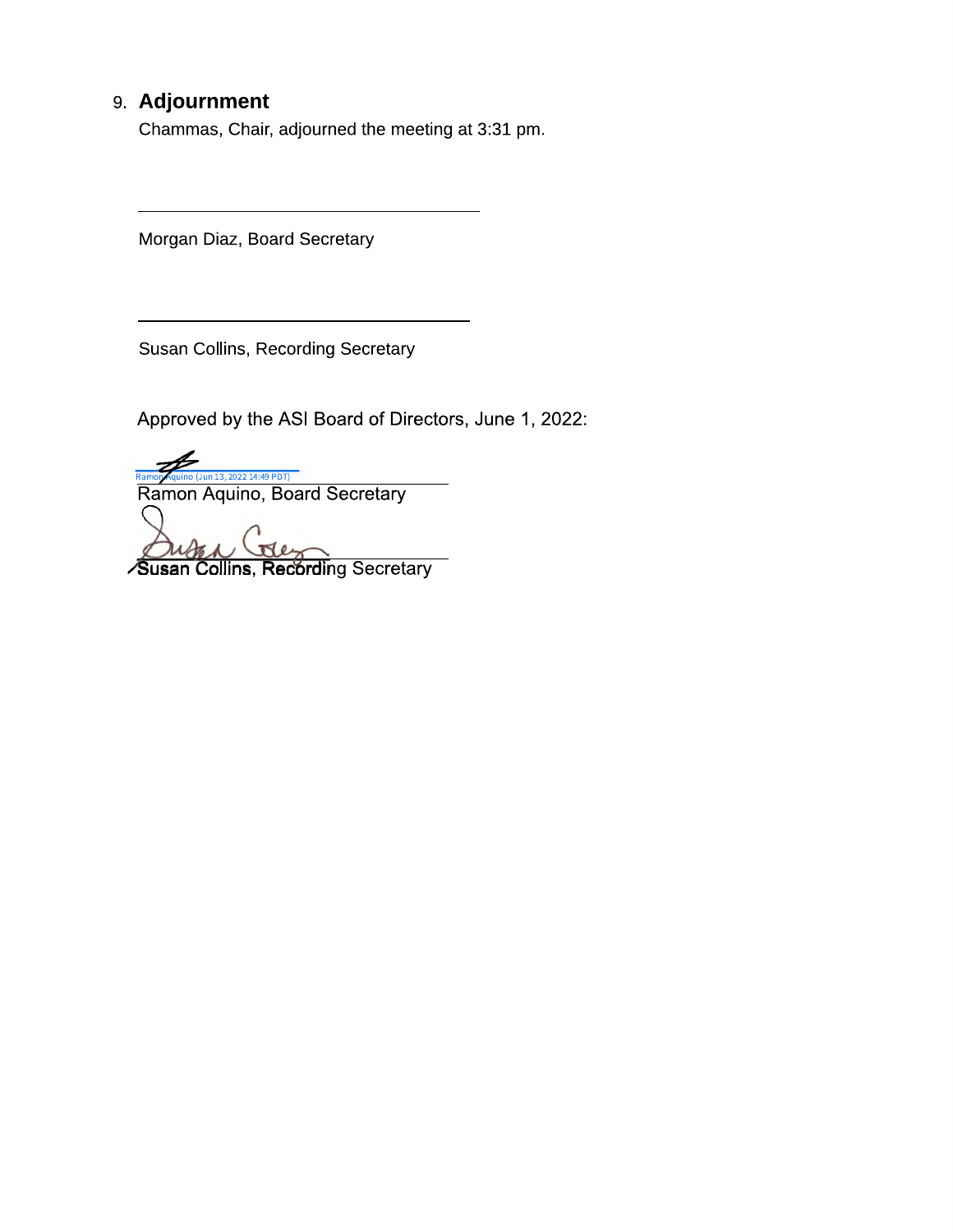## 9. Adjournment

Chammas, Chair, adjourned the meeting at 3:31 pm.

\_\_\_\_\_\_\_\_\_\_\_\_\_\_\_\_\_\_\_\_\_\_\_\_\_\_\_\_\_\_\_\_\_\_\_\_

Morgan Diaz, Board Secretary

\_\_\_\_\_\_\_\_\_\_\_\_\_\_\_\_\_\_\_\_\_\_\_\_\_\_\_\_\_\_\_\_\_\_\_\_

Susan Collins, Recording Secretary

Approved by the ASI Board of Directors, June 1, 2022:

Ramon Aquino (Jun 13, 2022 14:49 PDT)

Ramon Aquino, Board Secretary

Susan Collins, Recording Secretary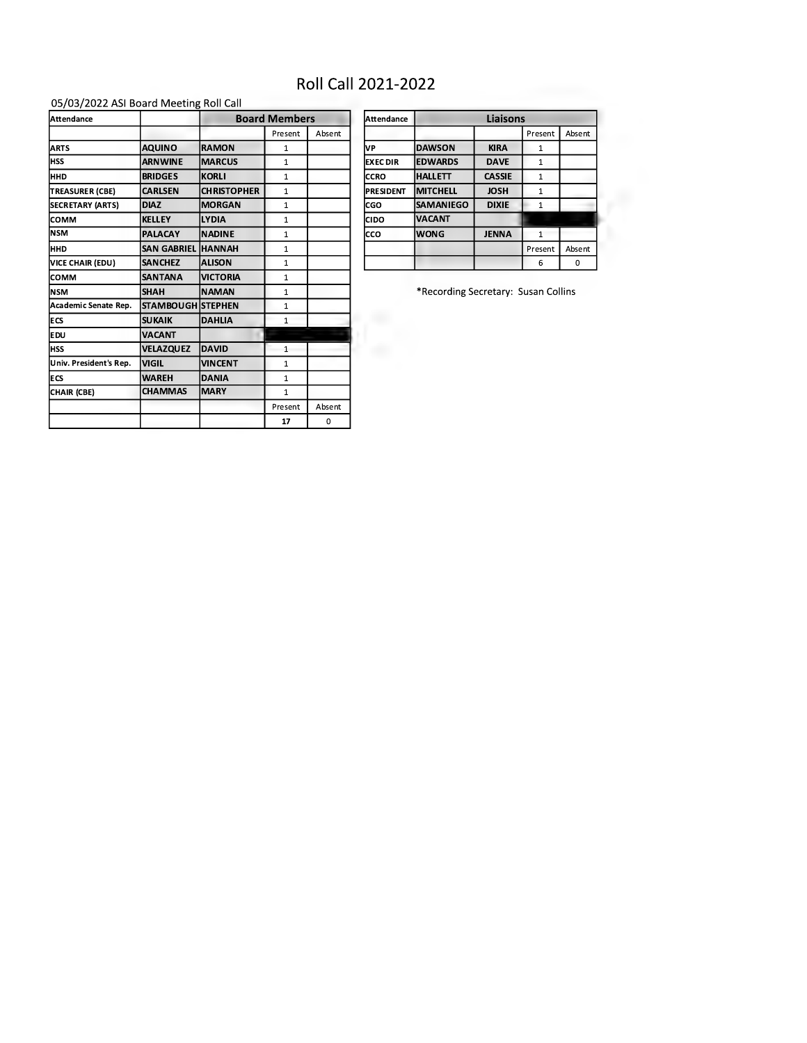# Roll Call 2021-2022

05/03/2022 ASI Board Meeting Roll Call

| Attendance | Board Members | | | |
|---|---|---|---|---|
| | | | Present | Absent |
| ARTS | AQUINO | RAMON | 1 | |
| HSS | ARNWINE | MARCUS | 1 | |
| HHD | BRIDGES | KORLI | 1 | |
| TREASURER (CBE) | CARLSEN | CHRISTOPHER | 1 | |
| SECRETARY (ARTS) | DIAZ | MORGAN | 1 | |
| COMM | KELLEY | LYDIA | 1 | |
| NSM | PALACAY | NADINE | 1 | |
| HHD | SAN GABRIEL | HANNAH | 1 | |
| VICE CHAIR (EDU) | SANCHEZ | ALISON | 1 | |
| COMM | SANTANA | VICTORIA | 1 | |
| NSM | SHAH | NAMAN | 1 | |
| Academic Senate Rep. | STAMBOUGH | STEPHEN | 1 | |
| ECS | SUKAIK | DAHLIA | 1 | |
| EDU | VACANT | | | |
| HSS | VELAZQUEZ | DAVID | 1 | |
| Univ. President's Rep. | VIGIL | VINCENT | 1 | |
| ECS | WAREH | DANIA | 1 | |
| CHAIR (CBE) | CHAMMAS | MARY | 1 | |
| | | | Present | Absent |
| | | | 17 | 0 |

| Attendance | Liaisons | | | |
|---|---|---|---|---|
| | | | Present | Absent |
| VP | DAWSON | KIRA | 1 | |
| EXEC DIR | EDWARDS | DAVE | 1 | |
| CCRO | HALLETT | CASSIE | 1 | |
| PRESIDENT | MITCHELL | JOSH | 1 | |
| CGO | SAMANIEGO | DIXIE | 1 | |
| CIDO | VACANT | | | |
| CCO | WONG | JENNA | 1 | |
| | | | Present | Absent |
| | | | 6 | 0 |

*Recording Secretary: Susan Collins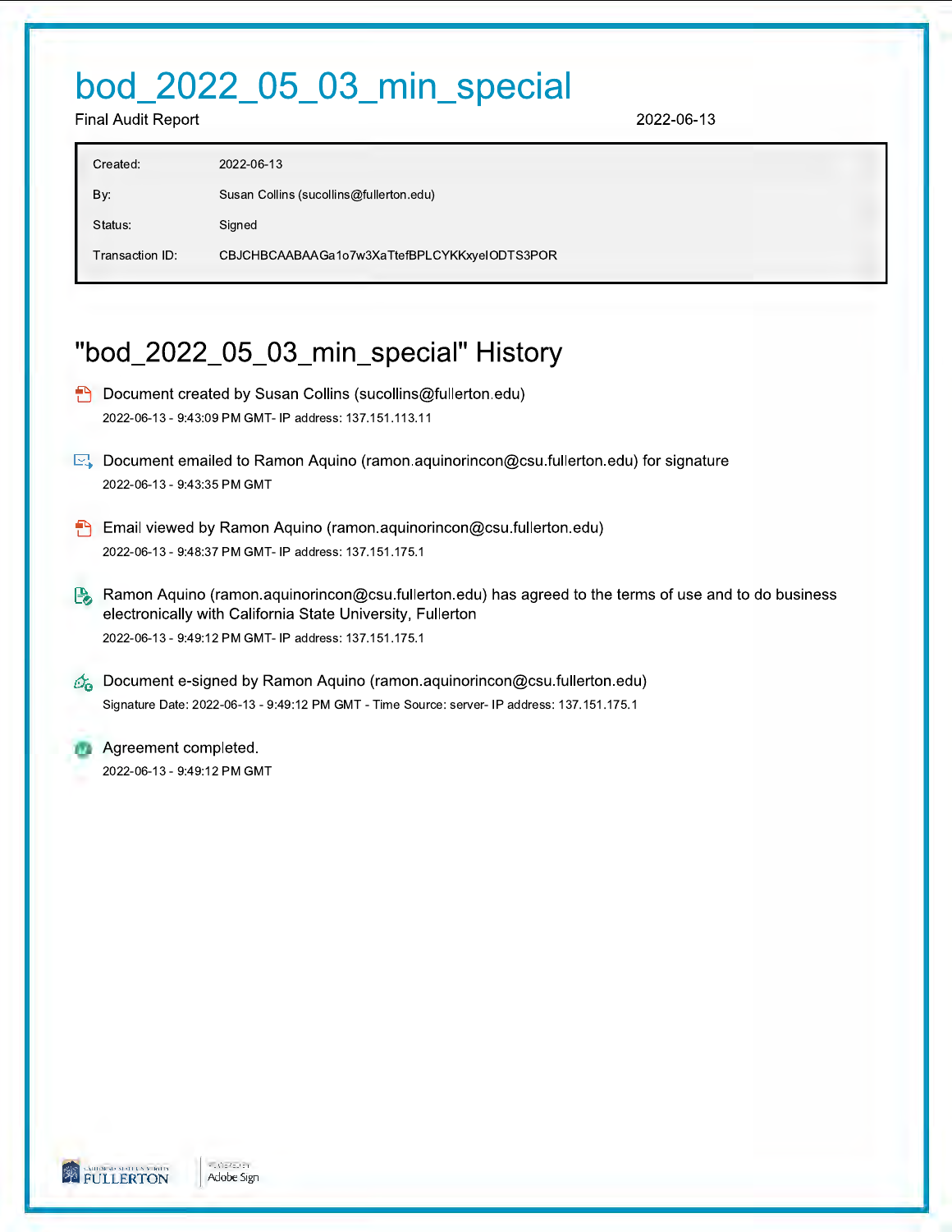# bod_2022_05_03_min_special

Final Audit Report 2022-06-13

| | |
|---|---|
| Created: | 2022-06-13 |
| By: | Susan Collins (sucollins@fullerton.edu) |
| Status: | Signed |
| Transaction ID: | CBJCHBCAABAAGa1o7w3XaTtefBPLCYKKxyelODTS3POR |

## "bod_2022_05_03_min_special" History

- Document created by Susan Collins (sucollins@fullerton.edu)
  2022-06-13 - 9:43:09 PM GMT- IP address: 137.151.113.11

- Document emailed to Ramon Aquino (ramon.aquinorincon@csu.fullerton.edu) for signature
  2022-06-13 - 9:43:35 PM GMT

- Email viewed by Ramon Aquino (ramon.aquinorincon@csu.fullerton.edu)
  2022-06-13 - 9:48:37 PM GMT- IP address: 137.151.175.1

- Ramon Aquino (ramon.aquinorincon@csu.fullerton.edu) has agreed to the terms of use and to do business electronically with California State University, Fullerton
  2022-06-13 - 9:49:12 PM GMT- IP address: 137.151.175.1

- Document e-signed by Ramon Aquino (ramon.aquinorincon@csu.fullerton.edu)
  Signature Date: 2022-06-13 - 9:49:12 PM GMT - Time Source: server- IP address: 137.151.175.1

- Agreement completed.
  2022-06-13 - 9:49:12 PM GMT

California State University FULLERTON | Powered by Adobe Sign